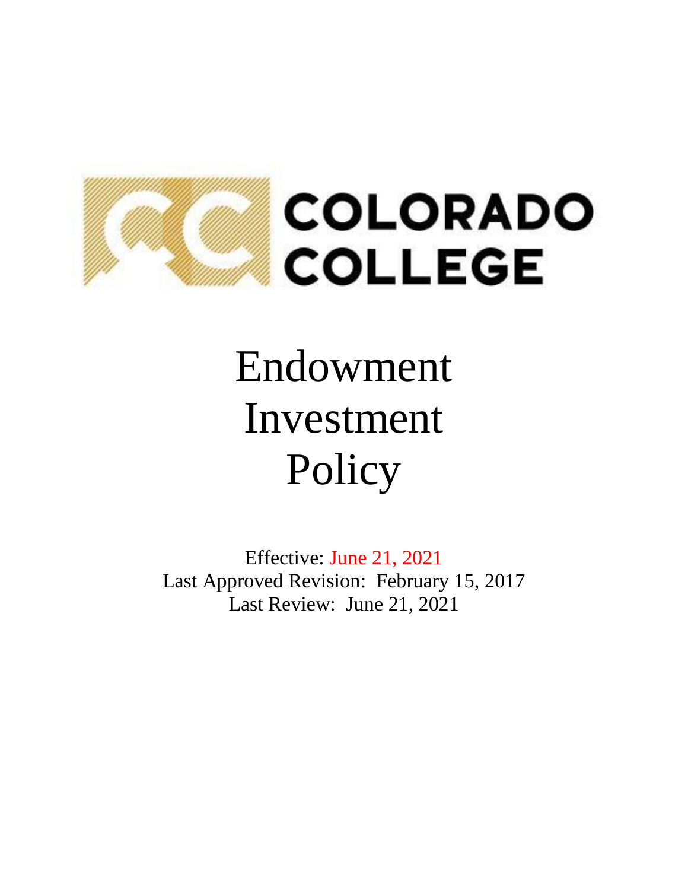COLORADO COLLEGE

# Endowment Investment Policy

Effective: June 21, 2021
Last Approved Revision: February 15, 2017
Last Review: June 21, 2021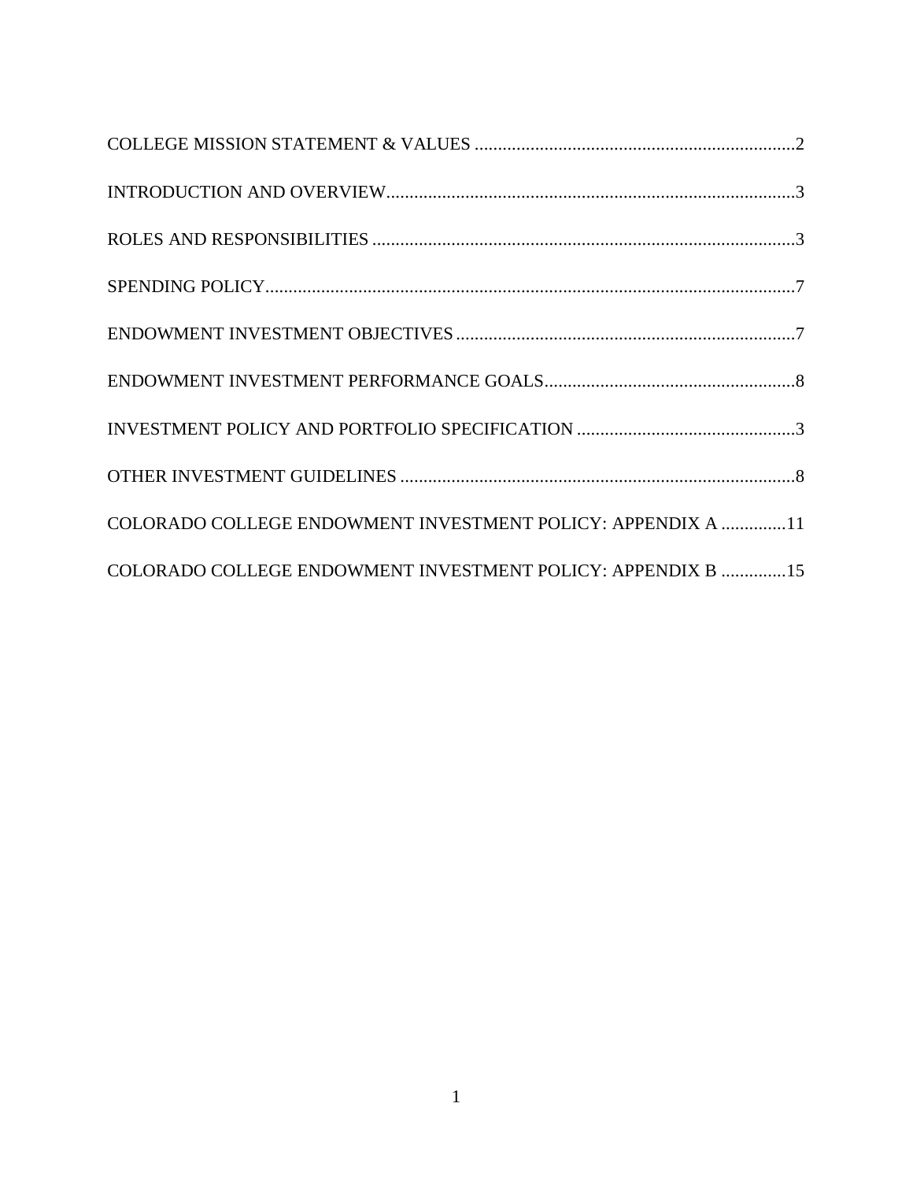COLLEGE MISSION STATEMENT & VALUES .....................................................................2

INTRODUCTION AND OVERVIEW........................................................................................3

ROLES AND RESPONSIBILITIES ...........................................................................................3

SPENDING POLICY.................................................................................................................7

ENDOWMENT INVESTMENT OBJECTIVES .........................................................................7

ENDOWMENT INVESTMENT PERFORMANCE GOALS......................................................8

INVESTMENT POLICY AND PORTFOLIO SPECIFICATION ...............................................3

OTHER INVESTMENT GUIDELINES .....................................................................................8

COLORADO COLLEGE ENDOWMENT INVESTMENT POLICY: APPENDIX A .............11

COLORADO COLLEGE ENDOWMENT INVESTMENT POLICY: APPENDIX B .............15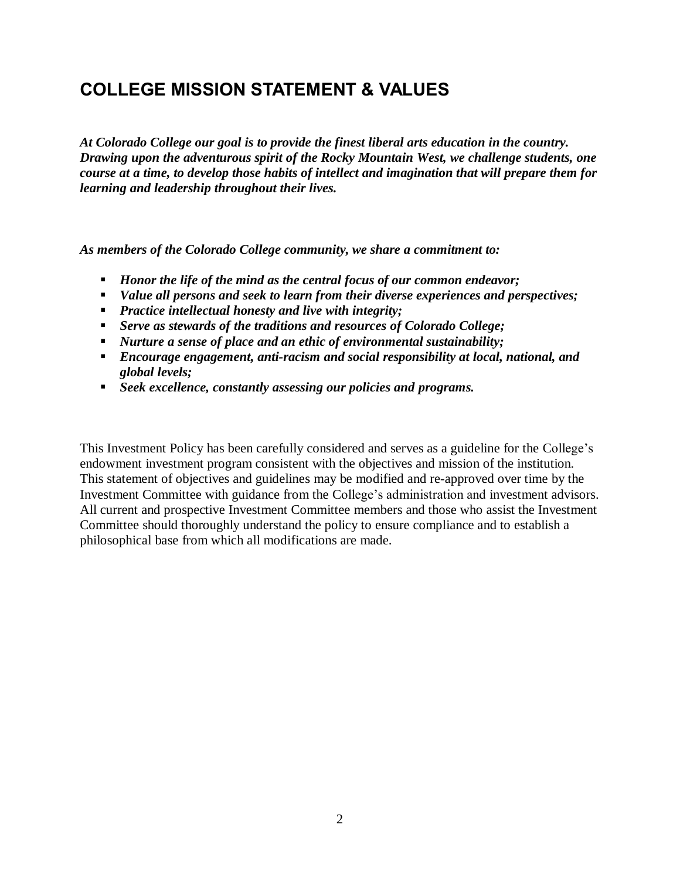## COLLEGE MISSION STATEMENT & VALUES

***At Colorado College our goal is to provide the finest liberal arts education in the country. Drawing upon the adventurous spirit of the Rocky Mountain West, we challenge students, one course at a time, to develop those habits of intellect and imagination that will prepare them for learning and leadership throughout their lives.***

***As members of the Colorado College community, we share a commitment to:***

- ***Honor the life of the mind as the central focus of our common endeavor;***
- ***Value all persons and seek to learn from their diverse experiences and perspectives;***
- ***Practice intellectual honesty and live with integrity;***
- ***Serve as stewards of the traditions and resources of Colorado College;***
- ***Nurture a sense of place and an ethic of environmental sustainability;***
- ***Encourage engagement, anti-racism and social responsibility at local, national, and global levels;***
- ***Seek excellence, constantly assessing our policies and programs.***

This Investment Policy has been carefully considered and serves as a guideline for the College's endowment investment program consistent with the objectives and mission of the institution. This statement of objectives and guidelines may be modified and re-approved over time by the Investment Committee with guidance from the College's administration and investment advisors. All current and prospective Investment Committee members and those who assist the Investment Committee should thoroughly understand the policy to ensure compliance and to establish a philosophical base from which all modifications are made.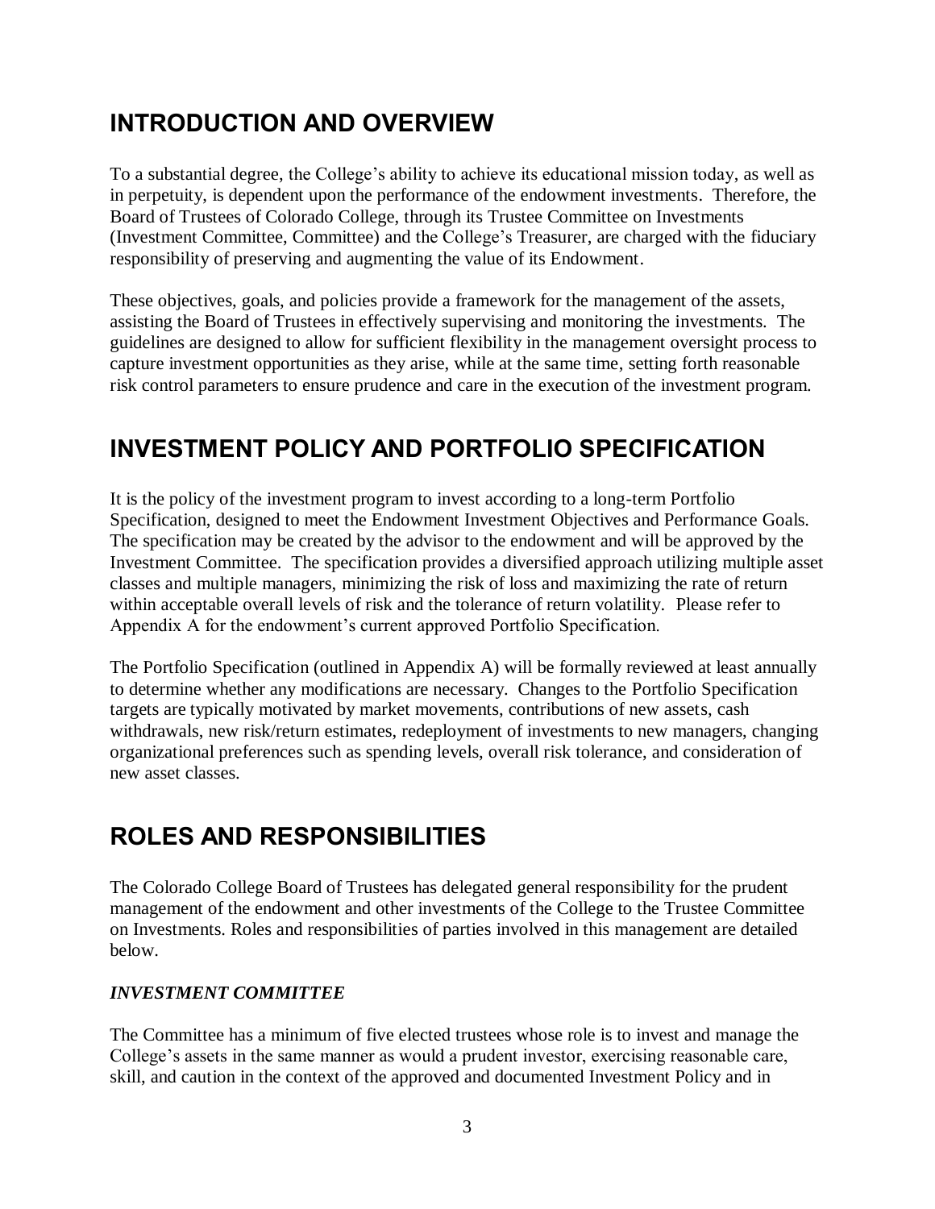## INTRODUCTION AND OVERVIEW

To a substantial degree, the College's ability to achieve its educational mission today, as well as in perpetuity, is dependent upon the performance of the endowment investments. Therefore, the Board of Trustees of Colorado College, through its Trustee Committee on Investments (Investment Committee, Committee) and the College's Treasurer, are charged with the fiduciary responsibility of preserving and augmenting the value of its Endowment.

These objectives, goals, and policies provide a framework for the management of the assets, assisting the Board of Trustees in effectively supervising and monitoring the investments. The guidelines are designed to allow for sufficient flexibility in the management oversight process to capture investment opportunities as they arise, while at the same time, setting forth reasonable risk control parameters to ensure prudence and care in the execution of the investment program.

## INVESTMENT POLICY AND PORTFOLIO SPECIFICATION

It is the policy of the investment program to invest according to a long-term Portfolio Specification, designed to meet the Endowment Investment Objectives and Performance Goals. The specification may be created by the advisor to the endowment and will be approved by the Investment Committee. The specification provides a diversified approach utilizing multiple asset classes and multiple managers, minimizing the risk of loss and maximizing the rate of return within acceptable overall levels of risk and the tolerance of return volatility. Please refer to Appendix A for the endowment's current approved Portfolio Specification.

The Portfolio Specification (outlined in Appendix A) will be formally reviewed at least annually to determine whether any modifications are necessary. Changes to the Portfolio Specification targets are typically motivated by market movements, contributions of new assets, cash withdrawals, new risk/return estimates, redeployment of investments to new managers, changing organizational preferences such as spending levels, overall risk tolerance, and consideration of new asset classes.

## ROLES AND RESPONSIBILITIES

The Colorado College Board of Trustees has delegated general responsibility for the prudent management of the endowment and other investments of the College to the Trustee Committee on Investments. Roles and responsibilities of parties involved in this management are detailed below.

### *INVESTMENT COMMITTEE*

The Committee has a minimum of five elected trustees whose role is to invest and manage the College's assets in the same manner as would a prudent investor, exercising reasonable care, skill, and caution in the context of the approved and documented Investment Policy and in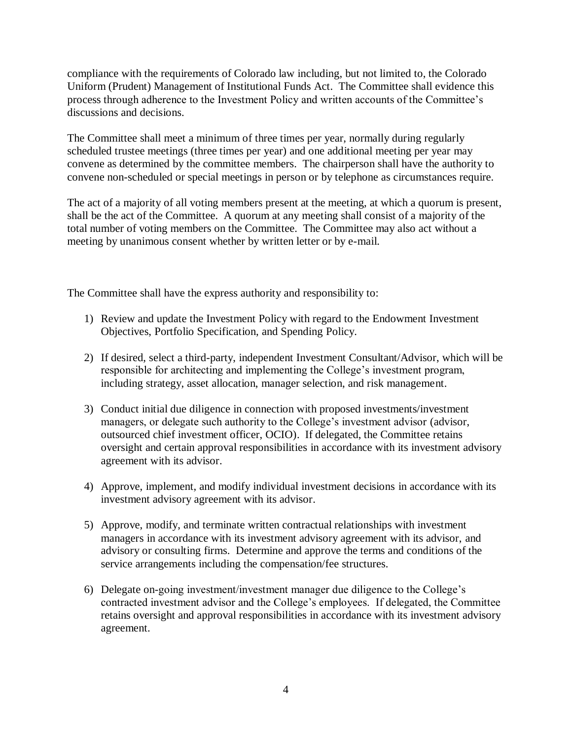compliance with the requirements of Colorado law including, but not limited to, the Colorado Uniform (Prudent) Management of Institutional Funds Act. The Committee shall evidence this process through adherence to the Investment Policy and written accounts of the Committee's discussions and decisions.

The Committee shall meet a minimum of three times per year, normally during regularly scheduled trustee meetings (three times per year) and one additional meeting per year may convene as determined by the committee members. The chairperson shall have the authority to convene non-scheduled or special meetings in person or by telephone as circumstances require.

The act of a majority of all voting members present at the meeting, at which a quorum is present, shall be the act of the Committee. A quorum at any meeting shall consist of a majority of the total number of voting members on the Committee. The Committee may also act without a meeting by unanimous consent whether by written letter or by e-mail.

The Committee shall have the express authority and responsibility to:

1) Review and update the Investment Policy with regard to the Endowment Investment Objectives, Portfolio Specification, and Spending Policy.

2) If desired, select a third-party, independent Investment Consultant/Advisor, which will be responsible for architecting and implementing the College's investment program, including strategy, asset allocation, manager selection, and risk management.

3) Conduct initial due diligence in connection with proposed investments/investment managers, or delegate such authority to the College's investment advisor (advisor, outsourced chief investment officer, OCIO). If delegated, the Committee retains oversight and certain approval responsibilities in accordance with its investment advisory agreement with its advisor.

4) Approve, implement, and modify individual investment decisions in accordance with its investment advisory agreement with its advisor.

5) Approve, modify, and terminate written contractual relationships with investment managers in accordance with its investment advisory agreement with its advisor, and advisory or consulting firms. Determine and approve the terms and conditions of the service arrangements including the compensation/fee structures.

6) Delegate on-going investment/investment manager due diligence to the College's contracted investment advisor and the College's employees. If delegated, the Committee retains oversight and approval responsibilities in accordance with its investment advisory agreement.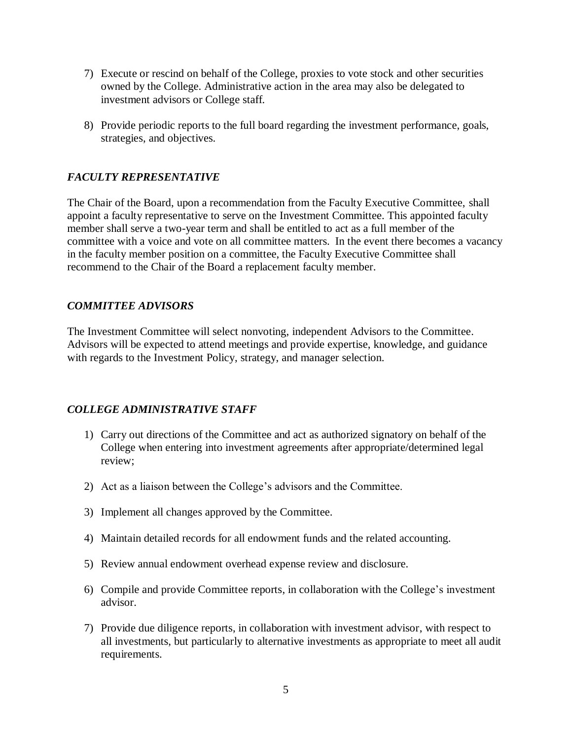7) Execute or rescind on behalf of the College, proxies to vote stock and other securities owned by the College. Administrative action in the area may also be delegated to investment advisors or College staff.

8) Provide periodic reports to the full board regarding the investment performance, goals, strategies, and objectives.

### *FACULTY REPRESENTATIVE*

The Chair of the Board, upon a recommendation from the Faculty Executive Committee, shall appoint a faculty representative to serve on the Investment Committee. This appointed faculty member shall serve a two-year term and shall be entitled to act as a full member of the committee with a voice and vote on all committee matters. In the event there becomes a vacancy in the faculty member position on a committee, the Faculty Executive Committee shall recommend to the Chair of the Board a replacement faculty member.

### *COMMITTEE ADVISORS*

The Investment Committee will select nonvoting, independent Advisors to the Committee. Advisors will be expected to attend meetings and provide expertise, knowledge, and guidance with regards to the Investment Policy, strategy, and manager selection.

### *COLLEGE ADMINISTRATIVE STAFF*

1) Carry out directions of the Committee and act as authorized signatory on behalf of the College when entering into investment agreements after appropriate/determined legal review;

2) Act as a liaison between the College's advisors and the Committee.

3) Implement all changes approved by the Committee.

4) Maintain detailed records for all endowment funds and the related accounting.

5) Review annual endowment overhead expense review and disclosure.

6) Compile and provide Committee reports, in collaboration with the College's investment advisor.

7) Provide due diligence reports, in collaboration with investment advisor, with respect to all investments, but particularly to alternative investments as appropriate to meet all audit requirements.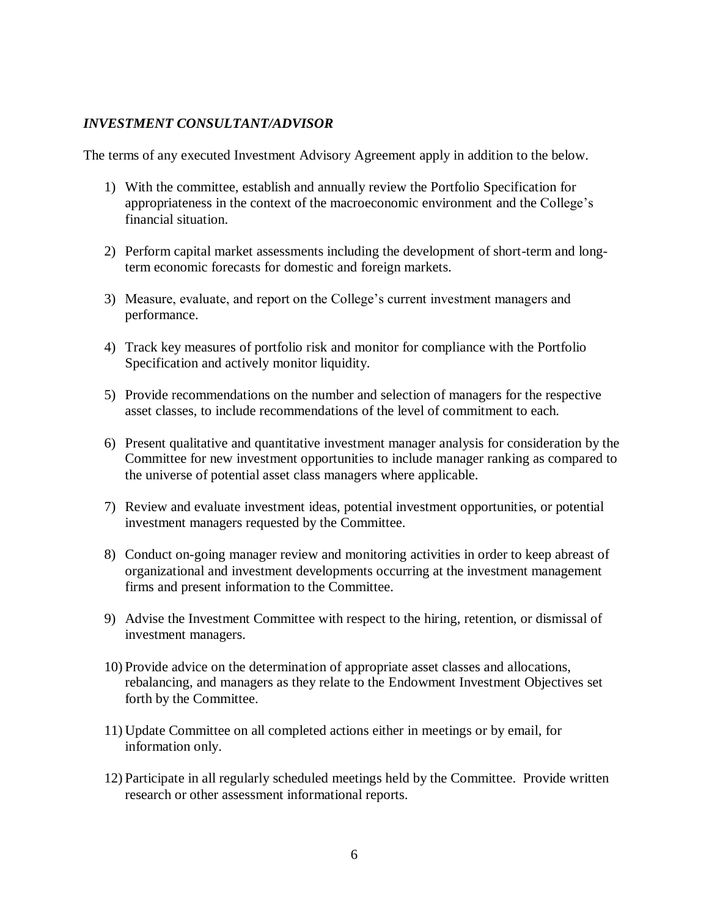### *INVESTMENT CONSULTANT/ADVISOR*

The terms of any executed Investment Advisory Agreement apply in addition to the below.

1) With the committee, establish and annually review the Portfolio Specification for appropriateness in the context of the macroeconomic environment and the College's financial situation.

2) Perform capital market assessments including the development of short-term and long-term economic forecasts for domestic and foreign markets.

3) Measure, evaluate, and report on the College's current investment managers and performance.

4) Track key measures of portfolio risk and monitor for compliance with the Portfolio Specification and actively monitor liquidity.

5) Provide recommendations on the number and selection of managers for the respective asset classes, to include recommendations of the level of commitment to each.

6) Present qualitative and quantitative investment manager analysis for consideration by the Committee for new investment opportunities to include manager ranking as compared to the universe of potential asset class managers where applicable.

7) Review and evaluate investment ideas, potential investment opportunities, or potential investment managers requested by the Committee.

8) Conduct on-going manager review and monitoring activities in order to keep abreast of organizational and investment developments occurring at the investment management firms and present information to the Committee.

9) Advise the Investment Committee with respect to the hiring, retention, or dismissal of investment managers.

10) Provide advice on the determination of appropriate asset classes and allocations, rebalancing, and managers as they relate to the Endowment Investment Objectives set forth by the Committee.

11) Update Committee on all completed actions either in meetings or by email, for information only.

12) Participate in all regularly scheduled meetings held by the Committee. Provide written research or other assessment informational reports.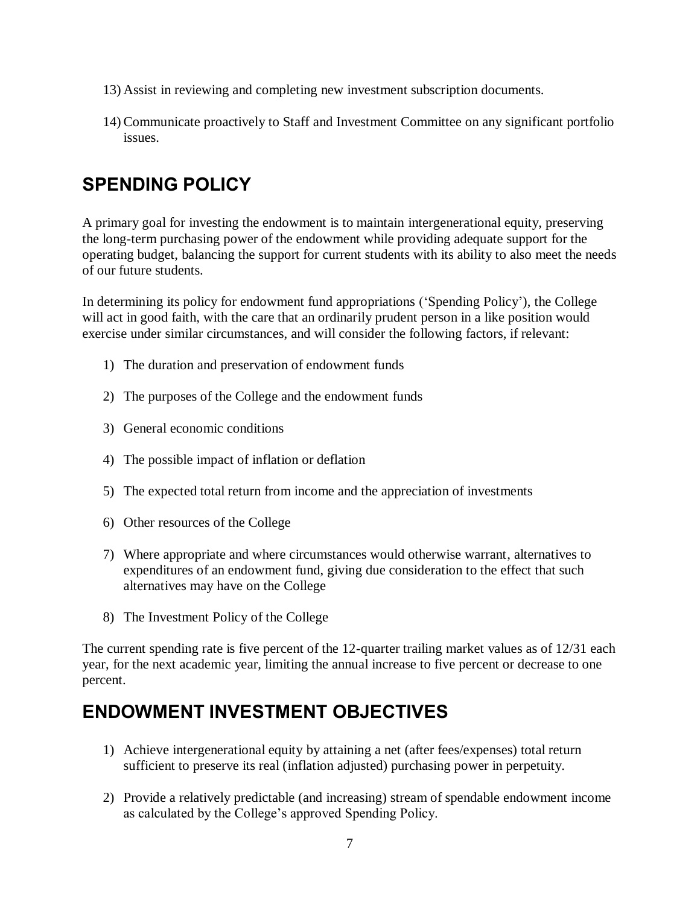13) Assist in reviewing and completing new investment subscription documents.

14) Communicate proactively to Staff and Investment Committee on any significant portfolio issues.

## SPENDING POLICY

A primary goal for investing the endowment is to maintain intergenerational equity, preserving the long-term purchasing power of the endowment while providing adequate support for the operating budget, balancing the support for current students with its ability to also meet the needs of our future students.

In determining its policy for endowment fund appropriations ('Spending Policy'), the College will act in good faith, with the care that an ordinarily prudent person in a like position would exercise under similar circumstances, and will consider the following factors, if relevant:

1) The duration and preservation of endowment funds

2) The purposes of the College and the endowment funds

3) General economic conditions

4) The possible impact of inflation or deflation

5) The expected total return from income and the appreciation of investments

6) Other resources of the College

7) Where appropriate and where circumstances would otherwise warrant, alternatives to expenditures of an endowment fund, giving due consideration to the effect that such alternatives may have on the College

8) The Investment Policy of the College

The current spending rate is five percent of the 12-quarter trailing market values as of 12/31 each year, for the next academic year, limiting the annual increase to five percent or decrease to one percent.

## ENDOWMENT INVESTMENT OBJECTIVES

1) Achieve intergenerational equity by attaining a net (after fees/expenses) total return sufficient to preserve its real (inflation adjusted) purchasing power in perpetuity.

2) Provide a relatively predictable (and increasing) stream of spendable endowment income as calculated by the College's approved Spending Policy.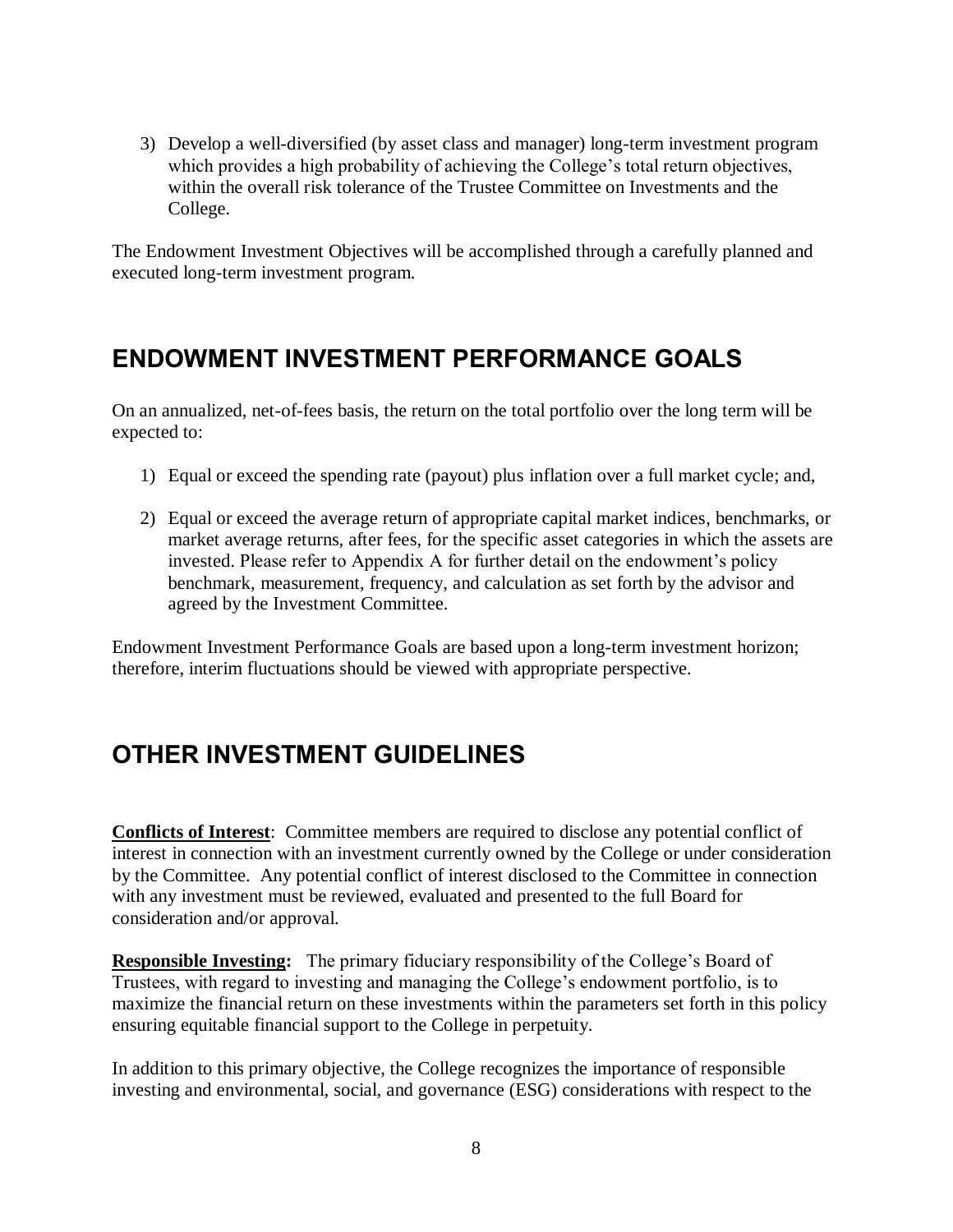3) Develop a well-diversified (by asset class and manager) long-term investment program which provides a high probability of achieving the College's total return objectives, within the overall risk tolerance of the Trustee Committee on Investments and the College.

The Endowment Investment Objectives will be accomplished through a carefully planned and executed long-term investment program.

## ENDOWMENT INVESTMENT PERFORMANCE GOALS

On an annualized, net-of-fees basis, the return on the total portfolio over the long term will be expected to:

1) Equal or exceed the spending rate (payout) plus inflation over a full market cycle; and,
2) Equal or exceed the average return of appropriate capital market indices, benchmarks, or market average returns, after fees, for the specific asset categories in which the assets are invested. Please refer to Appendix A for further detail on the endowment's policy benchmark, measurement, frequency, and calculation as set forth by the advisor and agreed by the Investment Committee.

Endowment Investment Performance Goals are based upon a long-term investment horizon; therefore, interim fluctuations should be viewed with appropriate perspective.

## OTHER INVESTMENT GUIDELINES

**Conflicts of Interest**: Committee members are required to disclose any potential conflict of interest in connection with an investment currently owned by the College or under consideration by the Committee. Any potential conflict of interest disclosed to the Committee in connection with any investment must be reviewed, evaluated and presented to the full Board for consideration and/or approval.

**Responsible Investing:** The primary fiduciary responsibility of the College's Board of Trustees, with regard to investing and managing the College's endowment portfolio, is to maximize the financial return on these investments within the parameters set forth in this policy ensuring equitable financial support to the College in perpetuity.

In addition to this primary objective, the College recognizes the importance of responsible investing and environmental, social, and governance (ESG) considerations with respect to the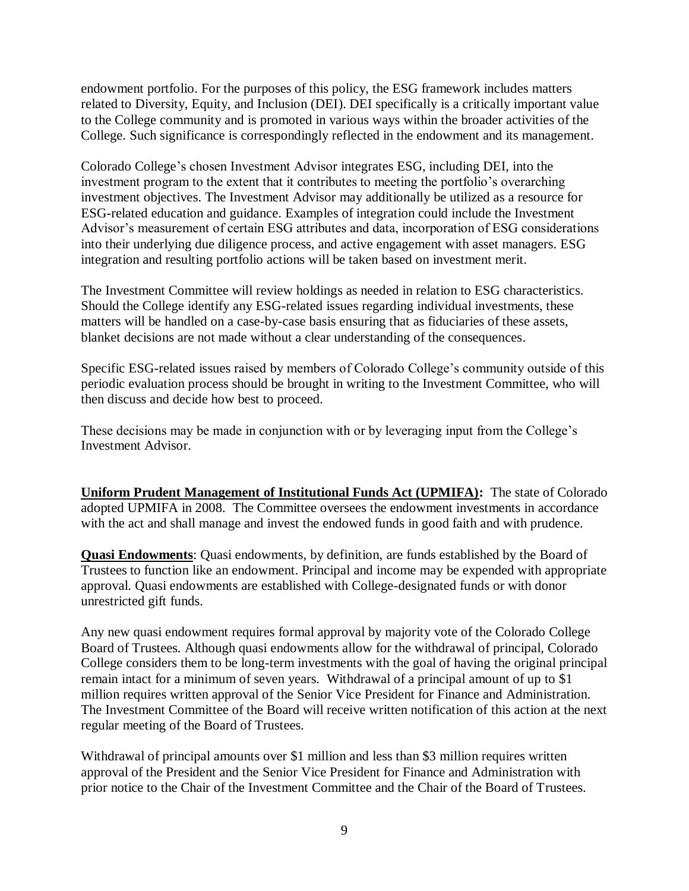endowment portfolio. For the purposes of this policy, the ESG framework includes matters related to Diversity, Equity, and Inclusion (DEI). DEI specifically is a critically important value to the College community and is promoted in various ways within the broader activities of the College. Such significance is correspondingly reflected in the endowment and its management.

Colorado College's chosen Investment Advisor integrates ESG, including DEI, into the investment program to the extent that it contributes to meeting the portfolio's overarching investment objectives. The Investment Advisor may additionally be utilized as a resource for ESG-related education and guidance. Examples of integration could include the Investment Advisor's measurement of certain ESG attributes and data, incorporation of ESG considerations into their underlying due diligence process, and active engagement with asset managers. ESG integration and resulting portfolio actions will be taken based on investment merit.

The Investment Committee will review holdings as needed in relation to ESG characteristics. Should the College identify any ESG-related issues regarding individual investments, these matters will be handled on a case-by-case basis ensuring that as fiduciaries of these assets, blanket decisions are not made without a clear understanding of the consequences.

Specific ESG-related issues raised by members of Colorado College's community outside of this periodic evaluation process should be brought in writing to the Investment Committee, who will then discuss and decide how best to proceed.

These decisions may be made in conjunction with or by leveraging input from the College's Investment Advisor.

**Uniform Prudent Management of Institutional Funds Act (UPMIFA):** The state of Colorado adopted UPMIFA in 2008. The Committee oversees the endowment investments in accordance with the act and shall manage and invest the endowed funds in good faith and with prudence.

**Quasi Endowments**: Quasi endowments, by definition, are funds established by the Board of Trustees to function like an endowment. Principal and income may be expended with appropriate approval. Quasi endowments are established with College-designated funds or with donor unrestricted gift funds.

Any new quasi endowment requires formal approval by majority vote of the Colorado College Board of Trustees. Although quasi endowments allow for the withdrawal of principal, Colorado College considers them to be long-term investments with the goal of having the original principal remain intact for a minimum of seven years. Withdrawal of a principal amount of up to $1 million requires written approval of the Senior Vice President for Finance and Administration. The Investment Committee of the Board will receive written notification of this action at the next regular meeting of the Board of Trustees.

Withdrawal of principal amounts over $1 million and less than $3 million requires written approval of the President and the Senior Vice President for Finance and Administration with prior notice to the Chair of the Investment Committee and the Chair of the Board of Trustees.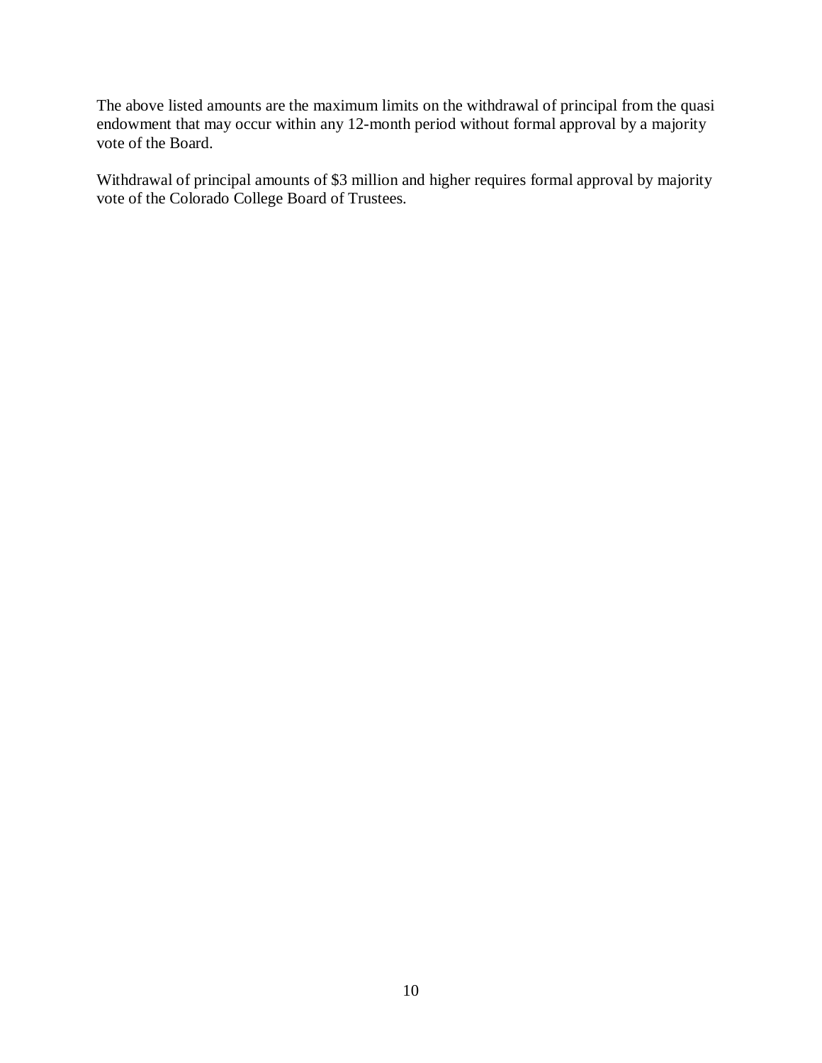The above listed amounts are the maximum limits on the withdrawal of principal from the quasi endowment that may occur within any 12-month period without formal approval by a majority vote of the Board.

Withdrawal of principal amounts of $3 million and higher requires formal approval by majority vote of the Colorado College Board of Trustees.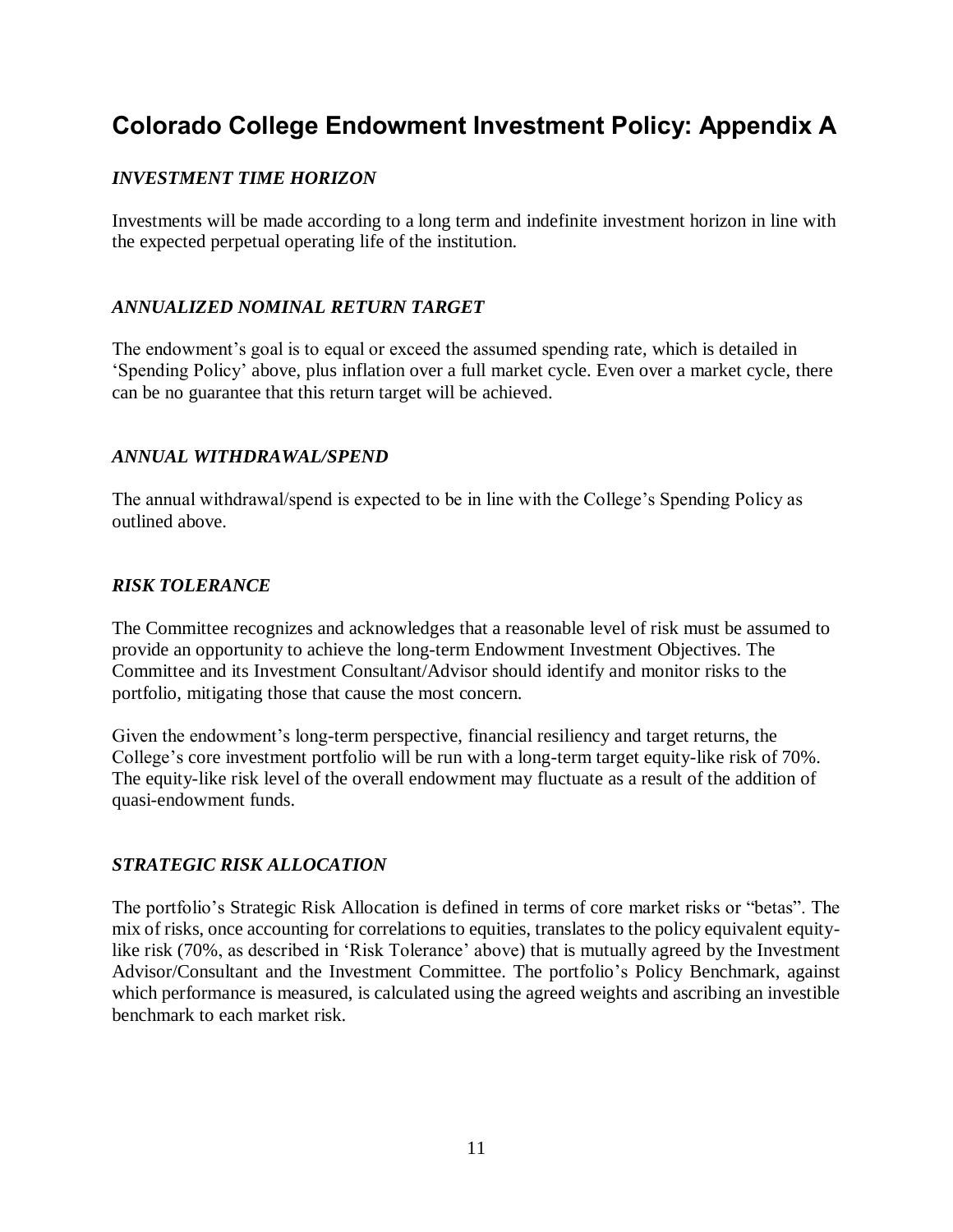# Colorado College Endowment Investment Policy: Appendix A

### *INVESTMENT TIME HORIZON*

Investments will be made according to a long term and indefinite investment horizon in line with the expected perpetual operating life of the institution.

### *ANNUALIZED NOMINAL RETURN TARGET*

The endowment's goal is to equal or exceed the assumed spending rate, which is detailed in 'Spending Policy' above, plus inflation over a full market cycle. Even over a market cycle, there can be no guarantee that this return target will be achieved.

### *ANNUAL WITHDRAWAL/SPEND*

The annual withdrawal/spend is expected to be in line with the College's Spending Policy as outlined above.

### *RISK TOLERANCE*

The Committee recognizes and acknowledges that a reasonable level of risk must be assumed to provide an opportunity to achieve the long-term Endowment Investment Objectives. The Committee and its Investment Consultant/Advisor should identify and monitor risks to the portfolio, mitigating those that cause the most concern.

Given the endowment's long-term perspective, financial resiliency and target returns, the College's core investment portfolio will be run with a long-term target equity-like risk of 70%. The equity-like risk level of the overall endowment may fluctuate as a result of the addition of quasi-endowment funds.

### *STRATEGIC RISK ALLOCATION*

The portfolio's Strategic Risk Allocation is defined in terms of core market risks or "betas". The mix of risks, once accounting for correlations to equities, translates to the policy equivalent equity-like risk (70%, as described in 'Risk Tolerance' above) that is mutually agreed by the Investment Advisor/Consultant and the Investment Committee. The portfolio's Policy Benchmark, against which performance is measured, is calculated using the agreed weights and ascribing an investible benchmark to each market risk.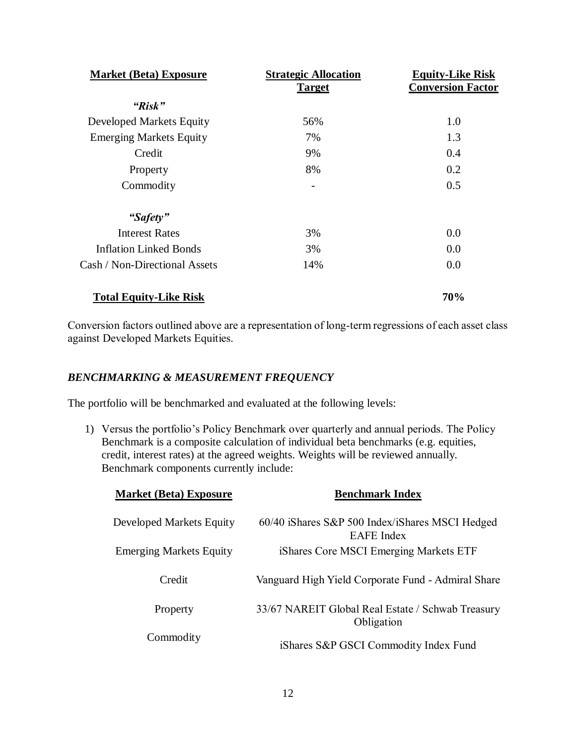| Market (Beta) Exposure | Strategic Allocation Target | Equity-Like Risk Conversion Factor |
|---|---|---|
| ***"Risk"*** | | |
| Developed Markets Equity | 56% | 1.0 |
| Emerging Markets Equity | 7% | 1.3 |
| Credit | 9% | 0.4 |
| Property | 8% | 0.2 |
| Commodity | - | 0.5 |
| ***"Safety"*** | | |
| Interest Rates | 3% | 0.0 |
| Inflation Linked Bonds | 3% | 0.0 |
| Cash / Non-Directional Assets | 14% | 0.0 |
| **Total Equity-Like Risk** | | **70%** |

Conversion factors outlined above are a representation of long-term regressions of each asset class against Developed Markets Equities.

### *BENCHMARKING & MEASUREMENT FREQUENCY*

The portfolio will be benchmarked and evaluated at the following levels:

1) Versus the portfolio's Policy Benchmark over quarterly and annual periods. The Policy Benchmark is a composite calculation of individual beta benchmarks (e.g. equities, credit, interest rates) at the agreed weights. Weights will be reviewed annually. Benchmark components currently include:

| Market (Beta) Exposure | Benchmark Index |
|---|---|
| Developed Markets Equity | 60/40 iShares S&P 500 Index/iShares MSCI Hedged EAFE Index |
| Emerging Markets Equity | iShares Core MSCI Emerging Markets ETF |
| Credit | Vanguard High Yield Corporate Fund - Admiral Share |
| Property | 33/67 NAREIT Global Real Estate / Schwab Treasury Obligation |
| Commodity | iShares S&P GSCI Commodity Index Fund |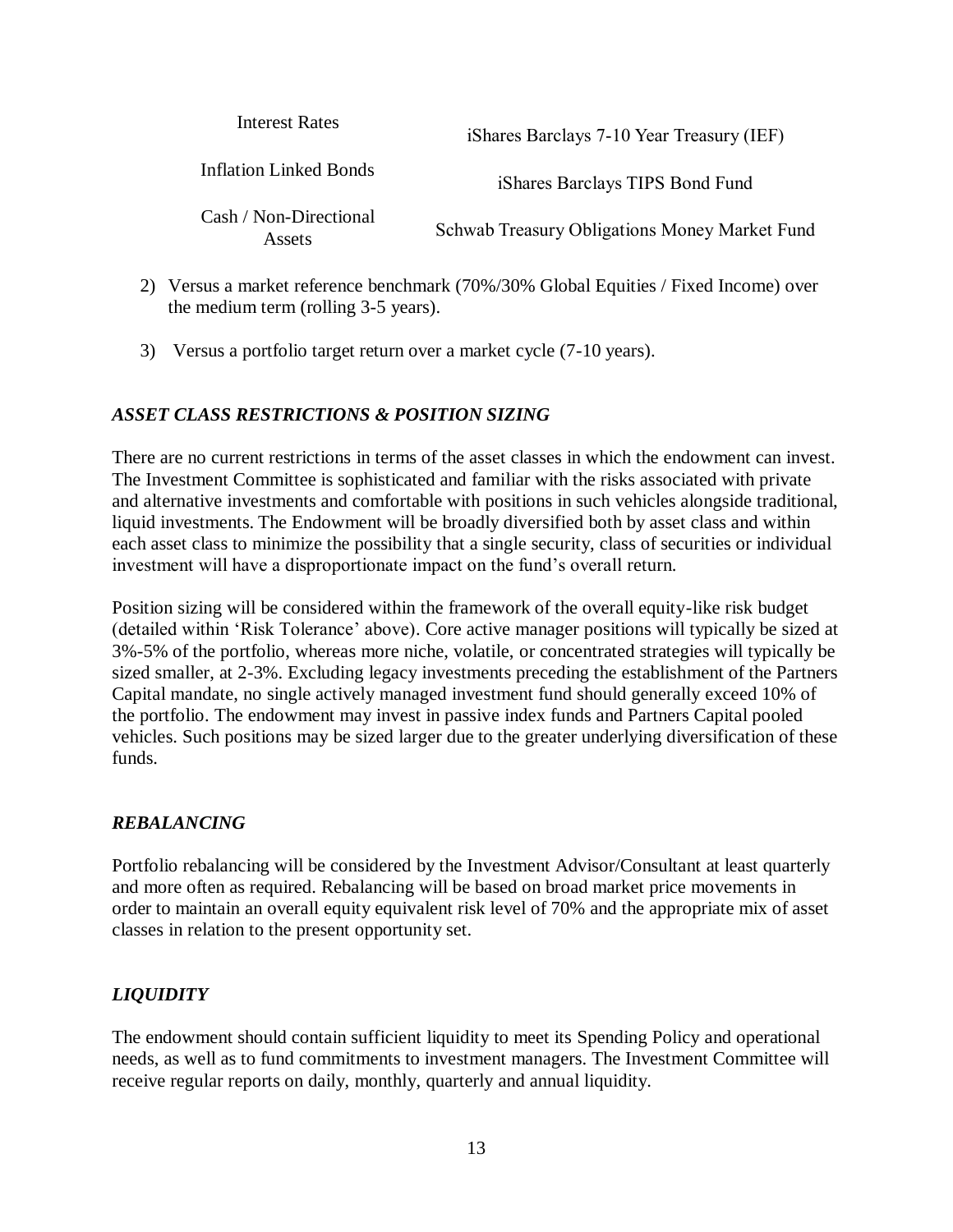| | |
|---|---|
| Interest Rates | iShares Barclays 7-10 Year Treasury (IEF) |
| Inflation Linked Bonds | iShares Barclays TIPS Bond Fund |
| Cash / Non-Directional Assets | Schwab Treasury Obligations Money Market Fund |

2) Versus a market reference benchmark (70%/30% Global Equities / Fixed Income) over the medium term (rolling 3-5 years).

3) Versus a portfolio target return over a market cycle (7-10 years).

### *ASSET CLASS RESTRICTIONS & POSITION SIZING*

There are no current restrictions in terms of the asset classes in which the endowment can invest. The Investment Committee is sophisticated and familiar with the risks associated with private and alternative investments and comfortable with positions in such vehicles alongside traditional, liquid investments. The Endowment will be broadly diversified both by asset class and within each asset class to minimize the possibility that a single security, class of securities or individual investment will have a disproportionate impact on the fund's overall return.

Position sizing will be considered within the framework of the overall equity-like risk budget (detailed within 'Risk Tolerance' above). Core active manager positions will typically be sized at 3%-5% of the portfolio, whereas more niche, volatile, or concentrated strategies will typically be sized smaller, at 2-3%. Excluding legacy investments preceding the establishment of the Partners Capital mandate, no single actively managed investment fund should generally exceed 10% of the portfolio. The endowment may invest in passive index funds and Partners Capital pooled vehicles. Such positions may be sized larger due to the greater underlying diversification of these funds.

### *REBALANCING*

Portfolio rebalancing will be considered by the Investment Advisor/Consultant at least quarterly and more often as required. Rebalancing will be based on broad market price movements in order to maintain an overall equity equivalent risk level of 70% and the appropriate mix of asset classes in relation to the present opportunity set.

### *LIQUIDITY*

The endowment should contain sufficient liquidity to meet its Spending Policy and operational needs, as well as to fund commitments to investment managers. The Investment Committee will receive regular reports on daily, monthly, quarterly and annual liquidity.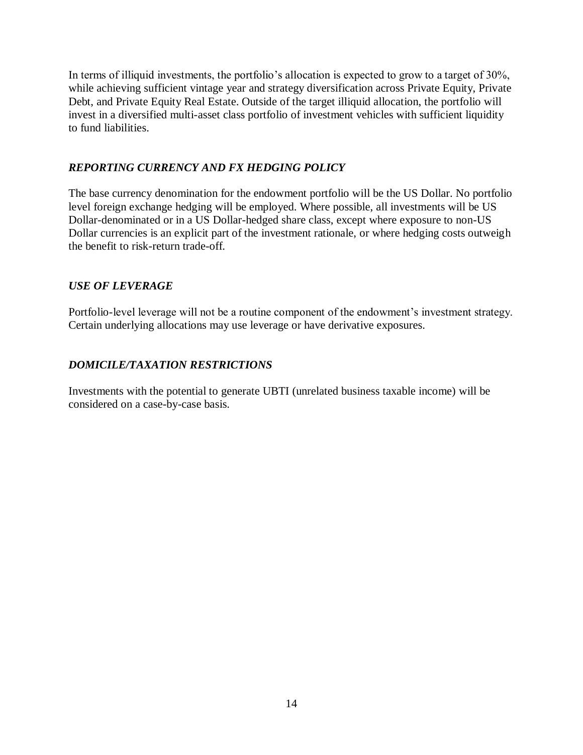In terms of illiquid investments, the portfolio's allocation is expected to grow to a target of 30%, while achieving sufficient vintage year and strategy diversification across Private Equity, Private Debt, and Private Equity Real Estate. Outside of the target illiquid allocation, the portfolio will invest in a diversified multi-asset class portfolio of investment vehicles with sufficient liquidity to fund liabilities.

### *REPORTING CURRENCY AND FX HEDGING POLICY*

The base currency denomination for the endowment portfolio will be the US Dollar. No portfolio level foreign exchange hedging will be employed. Where possible, all investments will be US Dollar-denominated or in a US Dollar-hedged share class, except where exposure to non-US Dollar currencies is an explicit part of the investment rationale, or where hedging costs outweigh the benefit to risk-return trade-off.

### *USE OF LEVERAGE*

Portfolio-level leverage will not be a routine component of the endowment's investment strategy. Certain underlying allocations may use leverage or have derivative exposures.

### *DOMICILE/TAXATION RESTRICTIONS*

Investments with the potential to generate UBTI (unrelated business taxable income) will be considered on a case-by-case basis.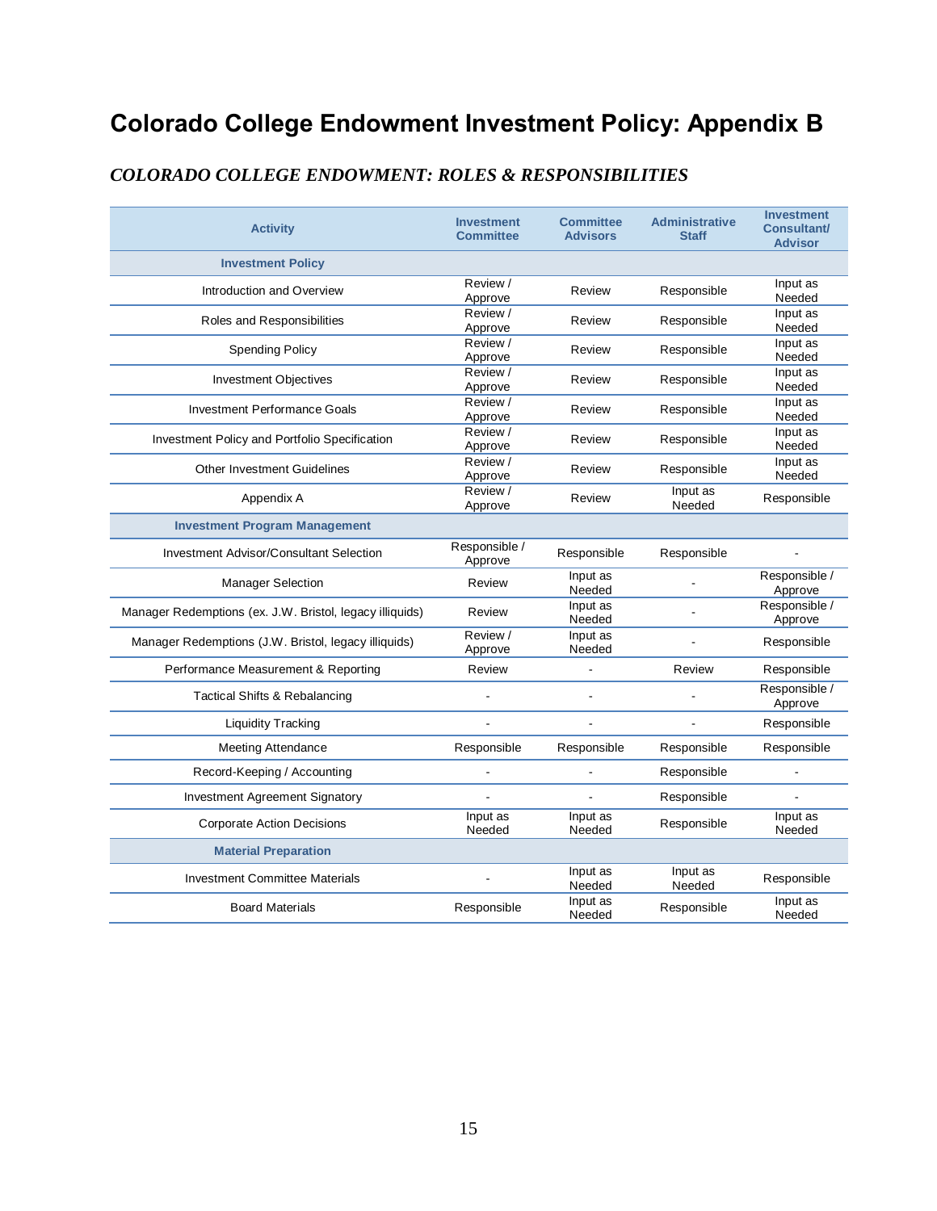# Colorado College Endowment Investment Policy: Appendix B

## *COLORADO COLLEGE ENDOWMENT: ROLES & RESPONSIBILITIES*

| Activity | Investment Committee | Committee Advisors | Administrative Staff | Investment Consultant/ Advisor |
|---|---|---|---|---|
| **Investment Policy** | | | | |
| Introduction and Overview | Review / Approve | Review | Responsible | Input as Needed |
| Roles and Responsibilities | Review / Approve | Review | Responsible | Input as Needed |
| Spending Policy | Review / Approve | Review | Responsible | Input as Needed |
| Investment Objectives | Review / Approve | Review | Responsible | Input as Needed |
| Investment Performance Goals | Review / Approve | Review | Responsible | Input as Needed |
| Investment Policy and Portfolio Specification | Review / Approve | Review | Responsible | Input as Needed |
| Other Investment Guidelines | Review / Approve | Review | Responsible | Input as Needed |
| Appendix A | Review / Approve | Review | Input as Needed | Responsible |
| **Investment Program Management** | | | | |
| Investment Advisor/Consultant Selection | Responsible / Approve | Responsible | Responsible | - |
| Manager Selection | Review | Input as Needed | - | Responsible / Approve |
| Manager Redemptions (ex. J.W. Bristol, legacy illiquids) | Review | Input as Needed | - | Responsible / Approve |
| Manager Redemptions (J.W. Bristol, legacy illiquids) | Review / Approve | Input as Needed | - | Responsible |
| Performance Measurement & Reporting | Review | - | Review | Responsible |
| Tactical Shifts & Rebalancing | - | - | - | Responsible / Approve |
| Liquidity Tracking | - | - | - | Responsible |
| Meeting Attendance | Responsible | Responsible | Responsible | Responsible |
| Record-Keeping / Accounting | - | - | Responsible | - |
| Investment Agreement Signatory | - | - | Responsible | - |
| Corporate Action Decisions | Input as Needed | Input as Needed | Responsible | Input as Needed |
| **Material Preparation** | | | | |
| Investment Committee Materials | - | Input as Needed | Input as Needed | Responsible |
| Board Materials | Responsible | Input as Needed | Responsible | Input as Needed |